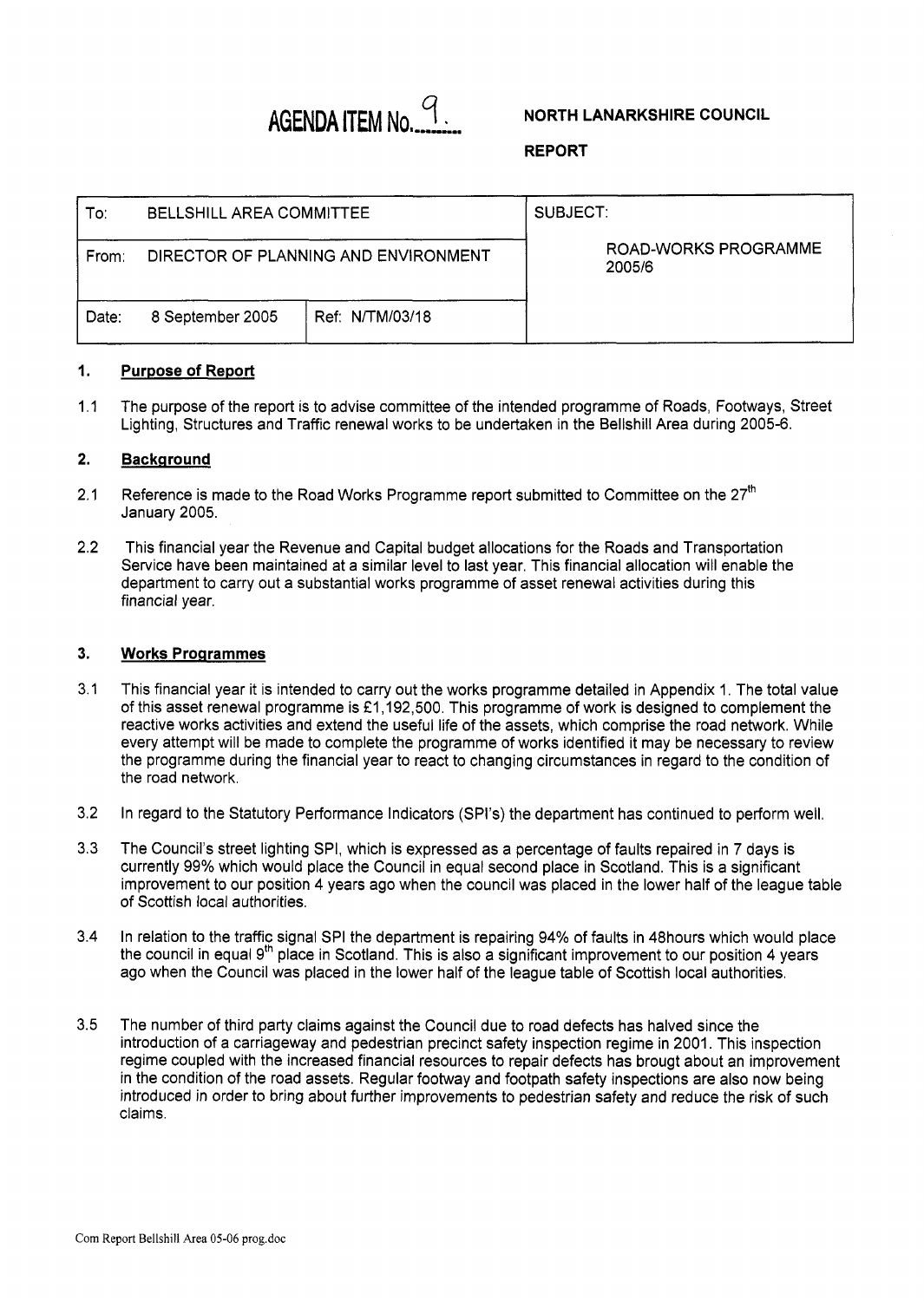AGENDA ITEM No. 9.

**NORTH LANARKSHIRE COUNCIL**

**REPORT**

| To: BELLSHILL AREA COMMITTEE | | SUBJECT: ROAD-WORKS PROGRAMME 2005/6 |
|---|---|---|
| From: DIRECTOR OF PLANNING AND ENVIRONMENT | | |
| Date: 8 September 2005 | Ref: N/TM/03/18 | |

## 1. Purpose of Report

1.1 The purpose of the report is to advise committee of the intended programme of Roads, Footways, Street Lighting, Structures and Traffic renewal works to be undertaken in the Bellshill Area during 2005-6.

## 2. Background

2.1 Reference is made to the Road Works Programme report submitted to Committee on the 27th January 2005.

2.2 This financial year the Revenue and Capital budget allocations for the Roads and Transportation Service have been maintained at a similar level to last year. This financial allocation will enable the department to carry out a substantial works programme of asset renewal activities during this financial year.

## 3. Works Programmes

3.1 This financial year it is intended to carry out the works programme detailed in Appendix 1. The total value of this asset renewal programme is £1,192,500. This programme of work is designed to complement the reactive works activities and extend the useful life of the assets, which comprise the road network. While every attempt will be made to complete the programme of works identified it may be necessary to review the programme during the financial year to react to changing circumstances in regard to the condition of the road network.

3.2 In regard to the Statutory Performance Indicators (SPI's) the department has continued to perform well.

3.3 The Council's street lighting SPI, which is expressed as a percentage of faults repaired in 7 days is currently 99% which would place the Council in equal second place in Scotland. This is a significant improvement to our position 4 years ago when the council was placed in the lower half of the league table of Scottish local authorities.

3.4 In relation to the traffic signal SPI the department is repairing 94% of faults in 48hours which would place the council in equal 9th place in Scotland. This is also a significant improvement to our position 4 years ago when the Council was placed in the lower half of the league table of Scottish local authorities.

3.5 The number of third party claims against the Council due to road defects has halved since the introduction of a carriageway and pedestrian precinct safety inspection regime in 2001. This inspection regime coupled with the increased financial resources to repair defects has brougt about an improvement in the condition of the road assets. Regular footway and footpath safety inspections are also now being introduced in order to bring about further improvements to pedestrian safety and reduce the risk of such claims.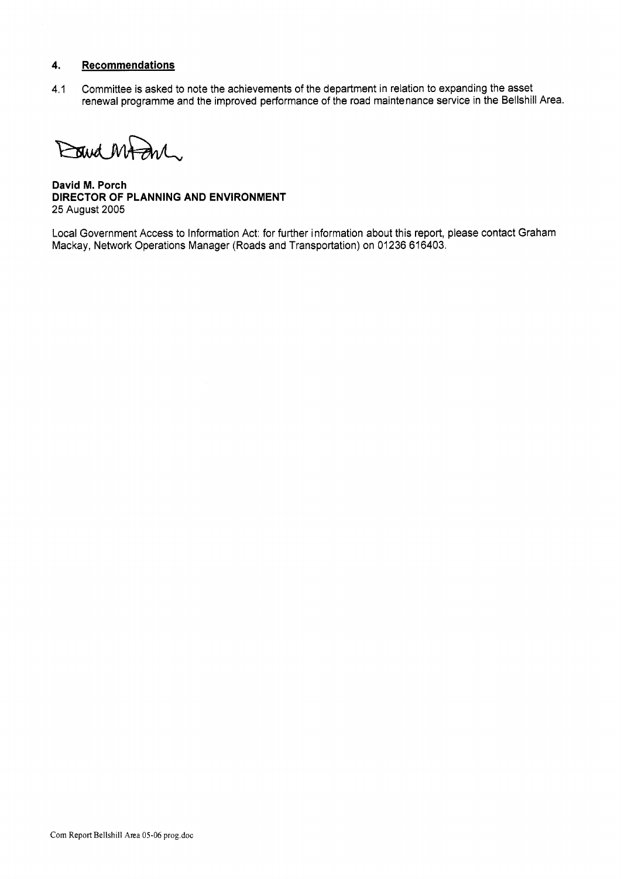## 4. Recommendations

4.1 Committee is asked to note the achievements of the department in relation to expanding the asset renewal programme and the improved performance of the road maintenance service in the Bellshill Area.

**David M. Porch**
**DIRECTOR OF PLANNING AND ENVIRONMENT**
25 August 2005

Local Government Access to Information Act: for further information about this report, please contact Graham Mackay, Network Operations Manager (Roads and Transportation) on 01236 616403.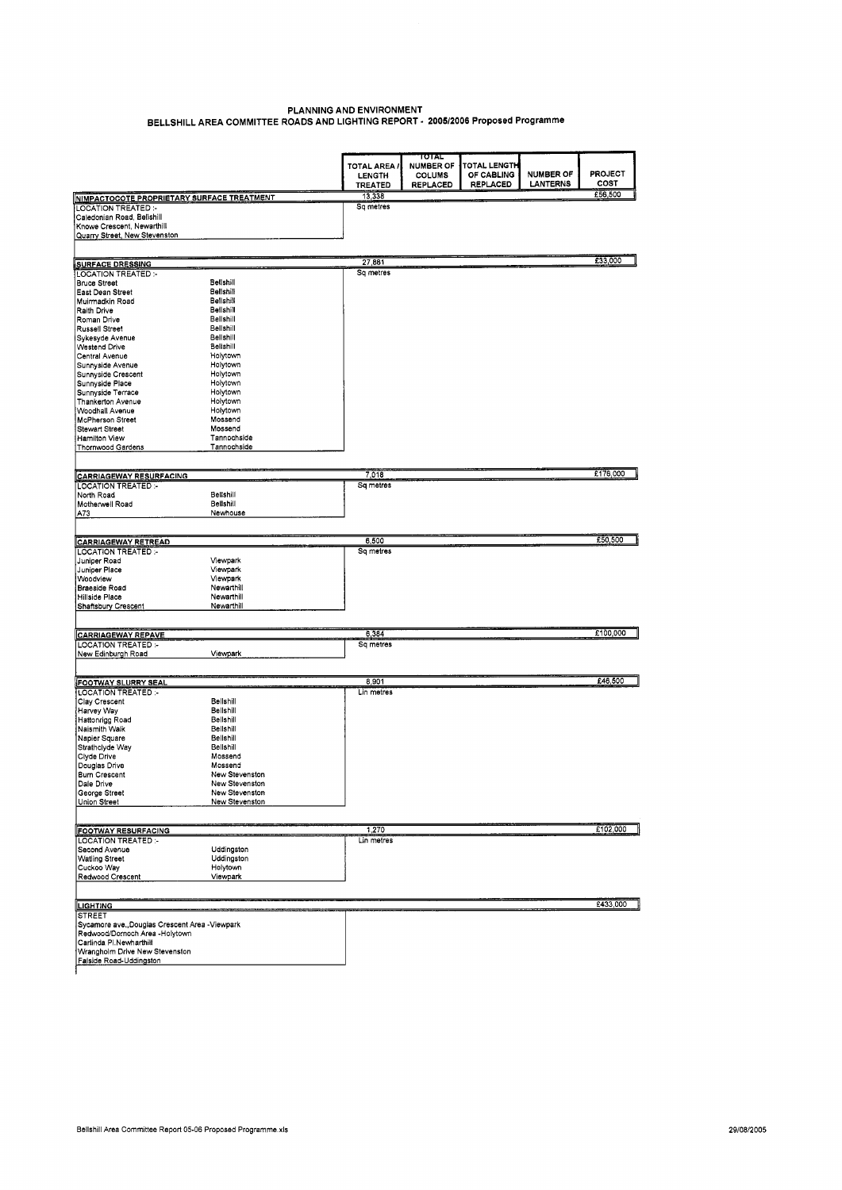# PLANNING AND ENVIRONMENT
## BELLSHILL AREA COMMITTEE ROADS AND LIGHTING REPORT - 2005/2006 Proposed Programme

| | | TOTAL AREA / LENGTH TREATED | TOTAL NUMBER OF COLUMS REPLACED | TOTAL LENGTH OF CABLING REPLACED | NUMBER OF LANTERNS | PROJECT COST |
|---|---|---|---|---|---|---|
| **NIMPACTOCOTE PROPRIETARY SURFACE TREATMENT** | | 13,338 | | | | £56,500 |
| LOCATION TREATED :- | | Sq metres | | | | |
| Caledonian Road, Bellshill | | | | | | |
| Knowe Crescent, Newarthill | | | | | | |
| Quarry Street, New Stevenston | | | | | | |
| **SURFACE DRESSING** | | 27,881 | | | | £33,000 |
| LOCATION TREATED :- | | Sq metres | | | | |
| Bruce Street | Bellshill | | | | | |
| East Dean Street | Bellshill | | | | | |
| Muirmadkin Road | Bellshill | | | | | |
| Raith Drive | Bellshill | | | | | |
| Roman Drive | Bellshill | | | | | |
| Russell Street | Bellshill | | | | | |
| Sykesyde Avenue | Bellshill | | | | | |
| Westend Drive | Bellshill | | | | | |
| Central Avenue | Holytown | | | | | |
| Sunnyside Avenue | Holytown | | | | | |
| Sunnyside Crescent | Holytown | | | | | |
| Sunnyside Place | Holytown | | | | | |
| Sunnyside Terrace | Holytown | | | | | |
| Thankerton Avenue | Holytown | | | | | |
| Woodhall Avenue | Holytown | | | | | |
| McPherson Street | Mossend | | | | | |
| Stewart Street | Mossend | | | | | |
| Hamilton View | Tannochside | | | | | |
| Thornwood Gardens | Tannochside | | | | | |
| **CARRIAGEWAY RESURFACING** | | 7,018 | | | | £176,000 |
| LOCATION TREATED :- | | Sq metres | | | | |
| North Road | Bellshill | | | | | |
| Motherwell Road | Bellshill | | | | | |
| A73 | Newhouse | | | | | |
| **CARRIAGEWAY RETREAD** | | 6,500 | | | | £50,500 |
| LOCATION TREATED :- | | Sq metres | | | | |
| Juniper Road | Viewpark | | | | | |
| Juniper Place | Viewpark | | | | | |
| Woodview | Viewpark | | | | | |
| Braeside Road | Newarthill | | | | | |
| Hillside Place | Newarthill | | | | | |
| Shaftsbury Crescent | Newarthill | | | | | |
| **CARRIAGEWAY REPAVE** | | 6,384 | | | | £100,000 |
| LOCATION TREATED :- | | Sq metres | | | | |
| New Edinburgh Road | Viewpark | | | | | |
| **FOOTWAY SLURRY SEAL** | | 8,901 | | | | £46,500 |
| LOCATION TREATED :- | | Lin metres | | | | |
| Clay Crescent | Bellshill | | | | | |
| Harvey Way | Bellshill | | | | | |
| Hattonrigg Road | Bellshill | | | | | |
| Naismith Walk | Bellshill | | | | | |
| Napier Square | Bellshill | | | | | |
| Strathclyde Way | Bellshill | | | | | |
| Clyde Drive | Mossend | | | | | |
| Douglas Drive | Mossend | | | | | |
| Burn Crescent | New Stevenston | | | | | |
| Dale Drive | New Stevenston | | | | | |
| George Street | New Stevenston | | | | | |
| Union Street | New Stevenston | | | | | |
| **FOOTWAY RESURFACING** | | 1,270 | | | | £102,000 |
| LOCATION TREATED :- | | Lin metres | | | | |
| Second Avenue | Uddingston | | | | | |
| Watling Street | Uddingston | | | | | |
| Cuckoo Way | Holytown | | | | | |
| Redwood Crescent | Viewpark | | | | | |
| **LIGHTING** | | | | | | £433,000 |
| STREET | | | | | | |
| Sycamore ave.,Douglas Crescent Area -Viewpark | | | | | | |
| Redwood/Dornoch Area -Holytown | | | | | | |
| Carlinda Pl.Newarthill | | | | | | |
| Wrangholm Drive New Stevenston | | | | | | |
| Falside Road-Uddingston | | | | | | |

Bellshill Area Committee Report 05-06 Proposed Programme.xls 29/08/2005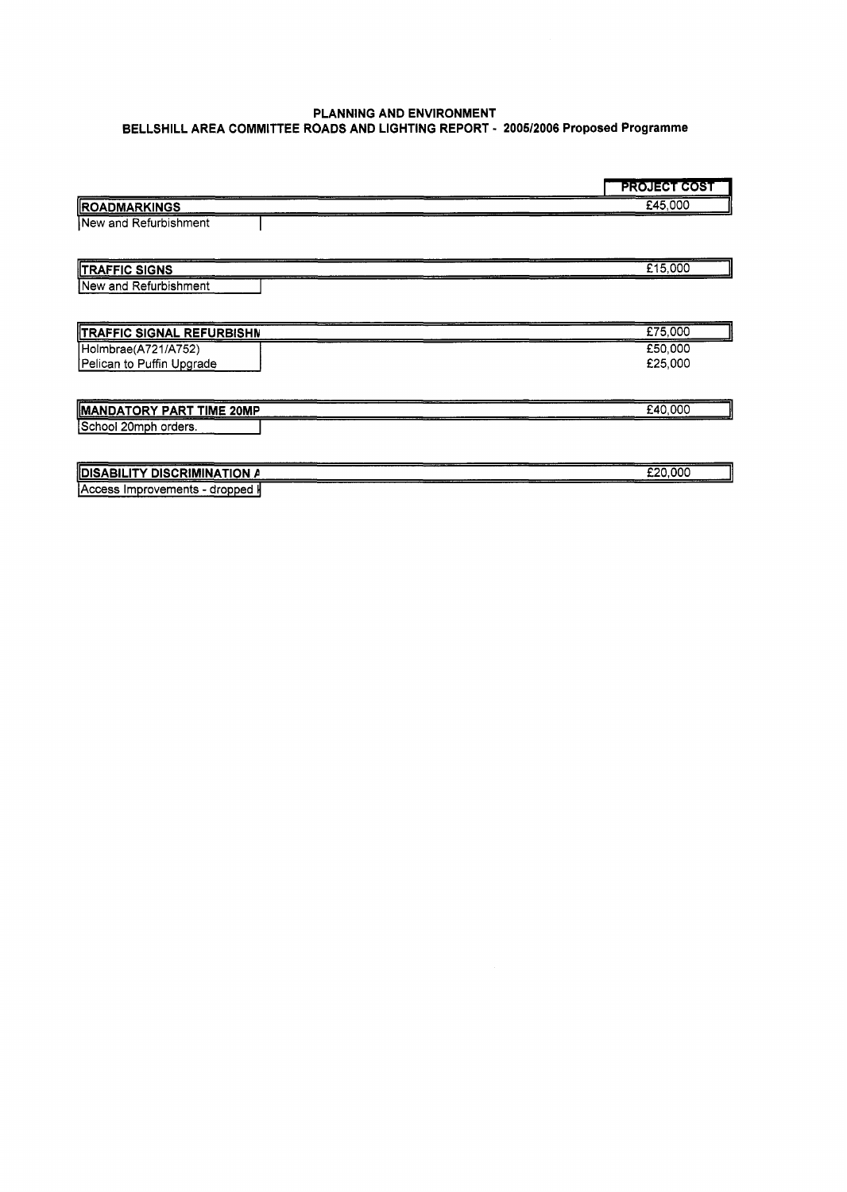**PLANNING AND ENVIRONMENT**
**BELLSHILL AREA COMMITTEE ROADS AND LIGHTING REPORT - 2005/2006 Proposed Programme**

| | PROJECT COST |
|---|---|
| **ROADMARKINGS** | £45,000 |
| New and Refurbishment | |
| | |
| **TRAFFIC SIGNS** | £15,000 |
| New and Refurbishment | |
| | |
| **TRAFFIC SIGNAL REFURBISHN** | £75,000 |
| Holmbrae(A721/A752) | £50,000 |
| Pelican to Puffin Upgrade | £25,000 |
| | |
| **MANDATORY PART TIME 20MP** | £40,000 |
| School 20mph orders. | |
| | |
| **DISABILITY DISCRIMINATION A** | £20,000 |
| Access Improvements - dropped k | |